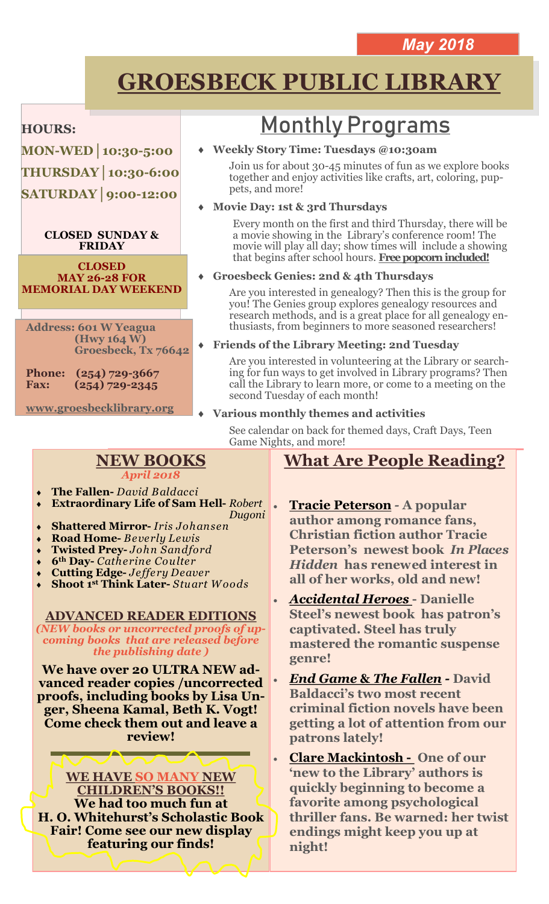May 2018

# GROESBECK PUBLIC LIBRARY

**HOURS:**

**MON-WED | 10:30-5:00**

**THURSDAY | 10:30-6:00**

**SATURDAY | 9:00-12:00**

**CLOSED SUNDAY & FRIDAY**

**CLOSED MAY 26-28 FOR MEMORIAL DAY WEEKEND**

**Address: 601 W Yeagua (Hwy 164 W) Groesbeck, Tx 76642**

**Phone: (254) 729-3667**
**Fax: (254) 729-2345**

**www.groesbecklibrary.org**

## Monthly Programs

- **Weekly Story Time: Tuesdays @10:30am**

  Join us for about 30-45 minutes of fun as we explore books together and enjoy activities like crafts, art, coloring, puppets, and more!

- **Movie Day: 1st & 3rd Thursdays**

  Every month on the first and third Thursday, there will be a movie showing in the Library's conference room! The movie will play all day; show times will include a showing that begins after school hours. **Free popcorn included!**

- **Groesbeck Genies: 2nd & 4th Thursdays**

  Are you interested in genealogy? Then this is the group for you! The Genies group explores genealogy resources and research methods, and is a great place for all genealogy enthusiasts, from beginners to more seasoned researchers!

- **Friends of the Library Meeting: 2nd Tuesday**

  Are you interested in volunteering at the Library or searching for fun ways to get involved in Library programs? Then call the Library to learn more, or come to a meeting on the second Tuesday of each month!

- **Various monthly themes and activities**

  See calendar on back for themed days, Craft Days, Teen Game Nights, and more!

## NEW BOOKS

*April 2018*

- **The Fallen-** *David Baldacci*
- **Extraordinary Life of Sam Hell-** *Robert Dugoni*
- **Shattered Mirror-** *Iris Johansen*
- **Road Home-** *Beverly Lewis*
- **Twisted Prey-** *John Sandford*
- **6th Day-** *Catherine Coulter*
- **Cutting Edge-** *Jeffery Deaver*
- **Shoot 1st Think Later-** *Stuart Woods*

### ADVANCED READER EDITIONS

*(NEW books or uncorrected proofs of upcoming books that are released before the publishing date )*

**We have over 20 ULTRA NEW advanced reader copies /uncorrected proofs, including books by Lisa Unger, Sheena Kamal, Beth K. Vogt! Come check them out and leave a review!**

**WE HAVE SO MANY NEW CHILDREN'S BOOKS!!**
**We had too much fun at H. O. Whitehurst's Scholastic Book Fair! Come see our new display featuring our finds!**

## What Are People Reading?

- **Tracie Peterson - A popular author among romance fans, Christian fiction author Tracie Peterson's newest book *In Places Hidden* has renewed interest in all of her works, old and new!**
- ***Accidental Heroes* - Danielle Steel's newest book has patron's captivated. Steel has truly mastered the romantic suspense genre!**
- ***End Game* & *The Fallen* - David Baldacci's two most recent criminal fiction novels have been getting a lot of attention from our patrons lately!**
- **Clare Mackintosh - One of our 'new to the Library' authors is quickly beginning to become a favorite among psychological thriller fans. Be warned: her twist endings might keep you up at night!**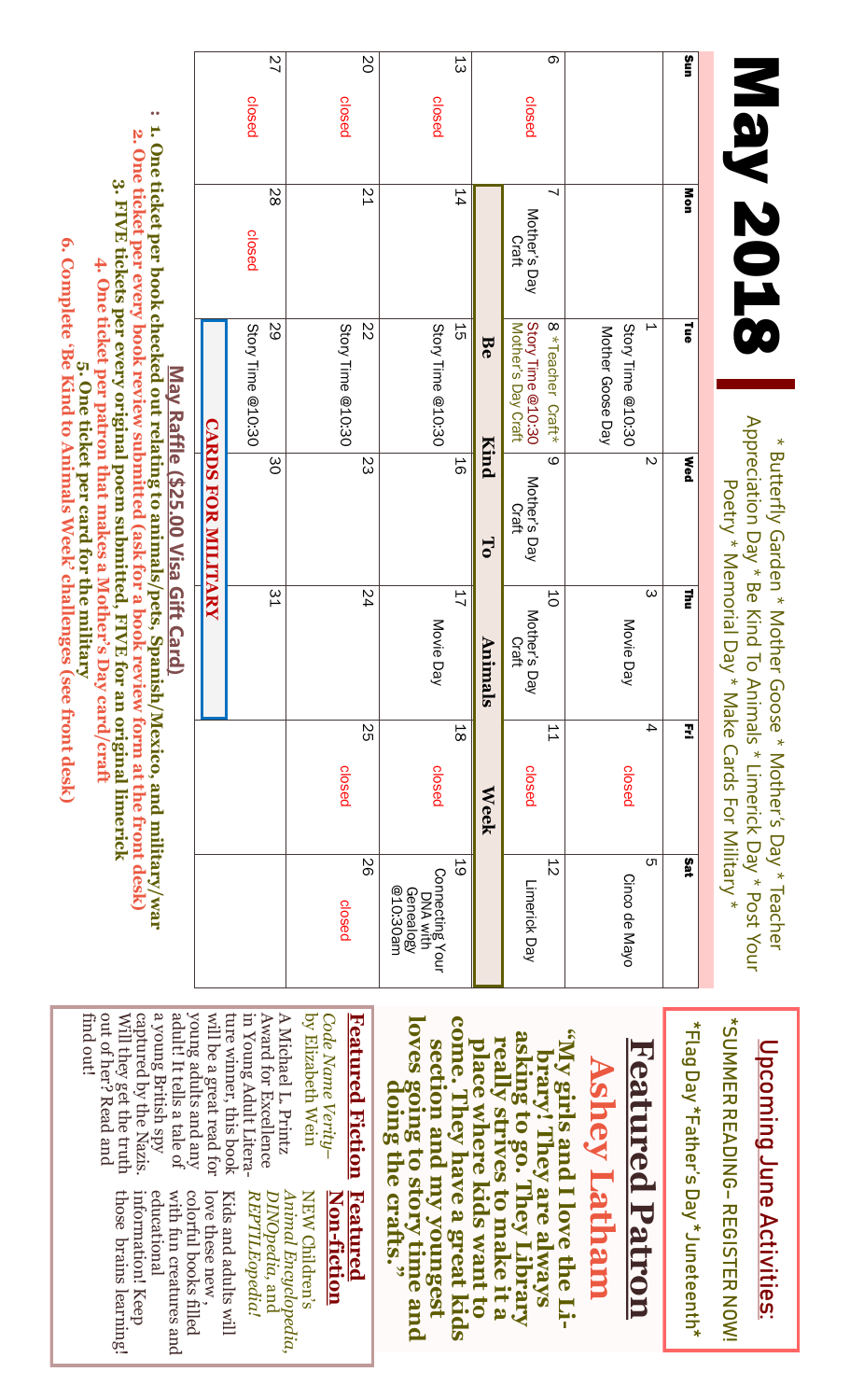# May 2018

\* Butterfly Garden \* Mother Goose \* Mother's Day \* Teacher Appreciation Day \* Be Kind To Animals \* Limerick Day \* Post Your Poetry \* Memorial Day \* Make Cards For Military \*

| Sun | Mon | Tue | Wed | Thu | Fri | Sat |
|---|---|---|---|---|---|---|
| | | 1 Story Time @10:30 Mother Goose Day | 2 | 3 Movie Day | 4 closed | 5 Cinco de Mayo |
| 6 closed | 7 Mother's Day Craft | 8 \*Teacher Craft\* Story Time @10:30 Mother's Day Craft | 9 Mother's Day Craft | 10 Mother's Day Craft | 11 closed | 12 Limerick Day |
| | | Be | Kind | To | Animals | Week |
| 13 closed | 14 | 15 Story Time @10:30 | 16 | 17 Movie Day | 18 closed | 19 Connecting Your DNA with Genealogy @10:30am |
| 20 closed | 21 | 22 Story Time @10:30 | 23 | 24 | 25 closed | 26 closed |
| 27 closed | 28 closed | 29 Story Time @10:30 | 30 | 31 | | |
| | | CARDS FOR MILITARY | | | | |

**May Raffle ($25.00 Visa Gift Card):**

1. One ticket per book checked out relating to animals/pets, Spanish/Mexico, and military/war
2. One ticket per every book review submitted (ask for a book review form at the front desk)
3. FIVE tickets per every original poem submitted, FIVE for an original limerick
4. One ticket per patron that makes a Mother's Day card/craft
5. One ticket per card for the military
6. Complete 'Be Kind to Animals Week' challenges (see front desk)

## Upcoming June Activities:

\*SUMMER READING– REGISTER NOW!

\*Flag Day\*Father's Day\*Juneteenth\*

## Featured Patron

### Ashey Latham

**"My girls and I love the Library! They are always asking to go. The Library really strives to make it a place where kids want to come. They have a great kids section and my youngest loves going to story time and doing the crafts."**

### Featured Fiction

*Code Name Verity*– by Elizabeth Wein

A Michael L. Printz Award for Excellence in Young Adult Literature winner, this book will be a great read for young adults and any adult! It tells a tale of a young British spy captured by the Nazis. Will they get the truth out of her? Read and find out!

### Featured Non-fiction

NEW Children's *Animal Encyclopedia, DINOpedia,* and *REPTILEopedia!*

Kids and adults will love these new, colorful books filled with fun creatures and educational information! Keep those brains learning!